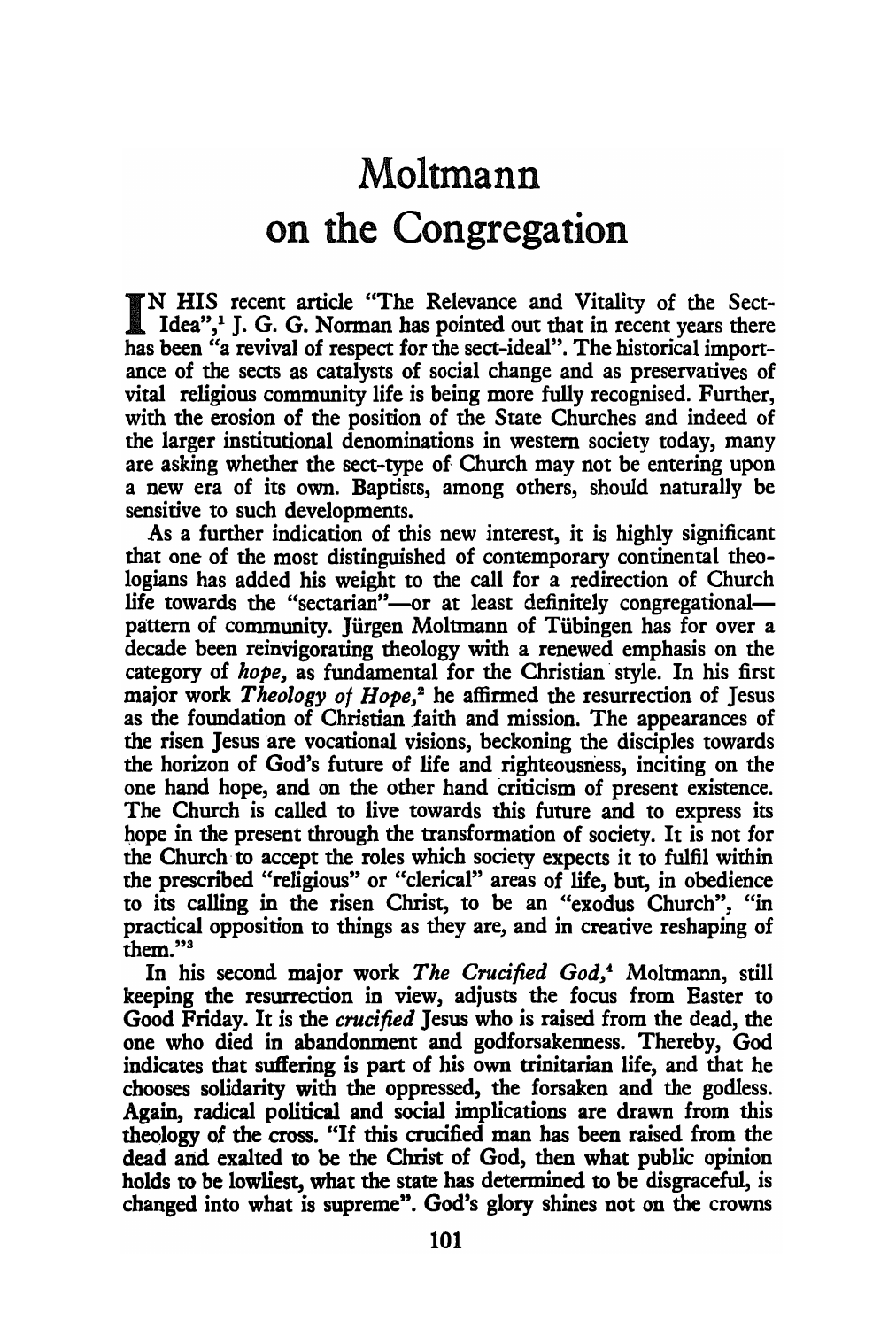# Moltmann on the Congregation

IN HIS recent article "The Relevance and Vitality of the Sect-Idea",[1] J. G. G. Norman has pointed out that in recent years there has been "a revival of respect for the sect-ideal". The historical importance of the sects as catalysts of social change and as preservatives of vital religious community life is being more fully recognised. Further, with the erosion of the position of the State Churches and indeed of the larger institutional denominations in western society today, many are asking whether the sect-type of Church may not be entering upon a new era of its own. Baptists, among others, should naturally be sensitive to such developments.

As a further indication of this new interest, it is highly significant that one of the most distinguished of contemporary continental theologians has added his weight to the call for a redirection of Church life towards the "sectarian"—or at least definitely congregational—pattern of community. Jürgen Moltmann of Tübingen has for over a decade been reinvigorating theology with a renewed emphasis on the category of *hope*, as fundamental for the Christian style. In his first major work *Theology of Hope*,[2] he affirmed the resurrection of Jesus as the foundation of Christian faith and mission. The appearances of the risen Jesus are vocational visions, beckoning the disciples towards the horizon of God's future of life and righteousness, inciting on the one hand hope, and on the other hand criticism of present existence. The Church is called to live towards this future and to express its hope in the present through the transformation of society. It is not for the Church to accept the roles which society expects it to fulfil within the prescribed "religious" or "clerical" areas of life, but, in obedience to its calling in the risen Christ, to be an "exodus Church", "in practical opposition to things as they are, and in creative reshaping of them."[3]

In his second major work *The Crucified God*,[4] Moltmann, still keeping the resurrection in view, adjusts the focus from Easter to Good Friday. It is the *crucified* Jesus who is raised from the dead, the one who died in abandonment and godforsakenness. Thereby, God indicates that suffering is part of his own trinitarian life, and that he chooses solidarity with the oppressed, the forsaken and the godless. Again, radical political and social implications are drawn from this theology of the cross. "If this crucified man has been raised from the dead and exalted to be the Christ of God, then what public opinion holds to be lowliest, what the state has determined to be disgraceful, is changed into what is supreme". God's glory shines not on the crowns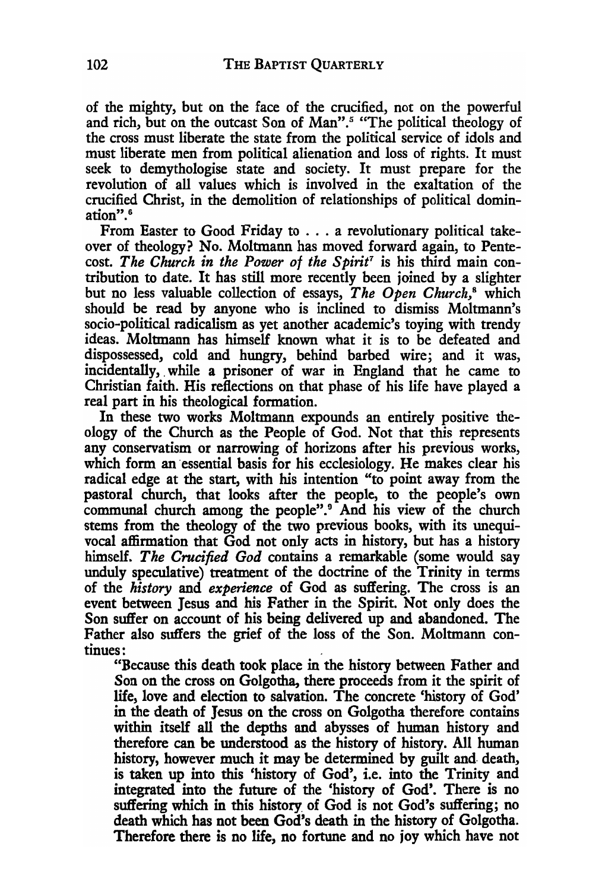of the mighty, but on the face of the crucified, not on the powerful and rich, but on the outcast Son of Man".[5] "The political theology of the cross must liberate the state from the political service of idols and must liberate men from political alienation and loss of rights. It must seek to demythologise state and society. It must prepare for the revolution of all values which is involved in the exaltation of the crucified Christ, in the demolition of relationships of political domination".[6]

From Easter to Good Friday to . . . a revolutionary political takeover of theology? No. Moltmann has moved forward again, to Pentecost. *The Church in the Power of the Spirit*[7] is his third main contribution to date. It has still more recently been joined by a slighter but no less valuable collection of essays, *The Open Church*,[8] which should be read by anyone who is inclined to dismiss Moltmann's socio-political radicalism as yet another academic's toying with trendy ideas. Moltmann has himself known what it is to be defeated and dispossessed, cold and hungry, behind barbed wire; and it was, incidentally, while a prisoner of war in England that he came to Christian faith. His reflections on that phase of his life have played a real part in his theological formation.

In these two works Moltmann expounds an entirely positive theology of the Church as the People of God. Not that this represents any conservatism or narrowing of horizons after his previous works, which form an essential basis for his ecclesiology. He makes clear his radical edge at the start, with his intention "to point away from the pastoral church, that looks after the people, to the people's own communal church among the people".[9] And his view of the church stems from the theology of the two previous books, with its unequivocal affirmation that God not only acts in history, but has a history himself. *The Crucified God* contains a remarkable (some would say unduly speculative) treatment of the doctrine of the Trinity in terms of the *history* and *experience* of God as suffering. The cross is an event between Jesus and his Father in the Spirit. Not only does the Son suffer on account of his being delivered up and abandoned. The Father also suffers the grief of the loss of the Son. Moltmann continues:

> "Because this death took place in the history between Father and Son on the cross on Golgotha, there proceeds from it the spirit of life, love and election to salvation. The concrete 'history of God' in the death of Jesus on the cross on Golgotha therefore contains within itself all the depths and abysses of human history and therefore can be understood as the history of history. All human history, however much it may be determined by guilt and death, is taken up into this 'history of God', i.e. into the Trinity and integrated into the future of the 'history of God'. There is no suffering which in this history of God is not God's suffering; no death which has not been God's death in the history of Golgotha. Therefore there is no life, no fortune and no joy which have not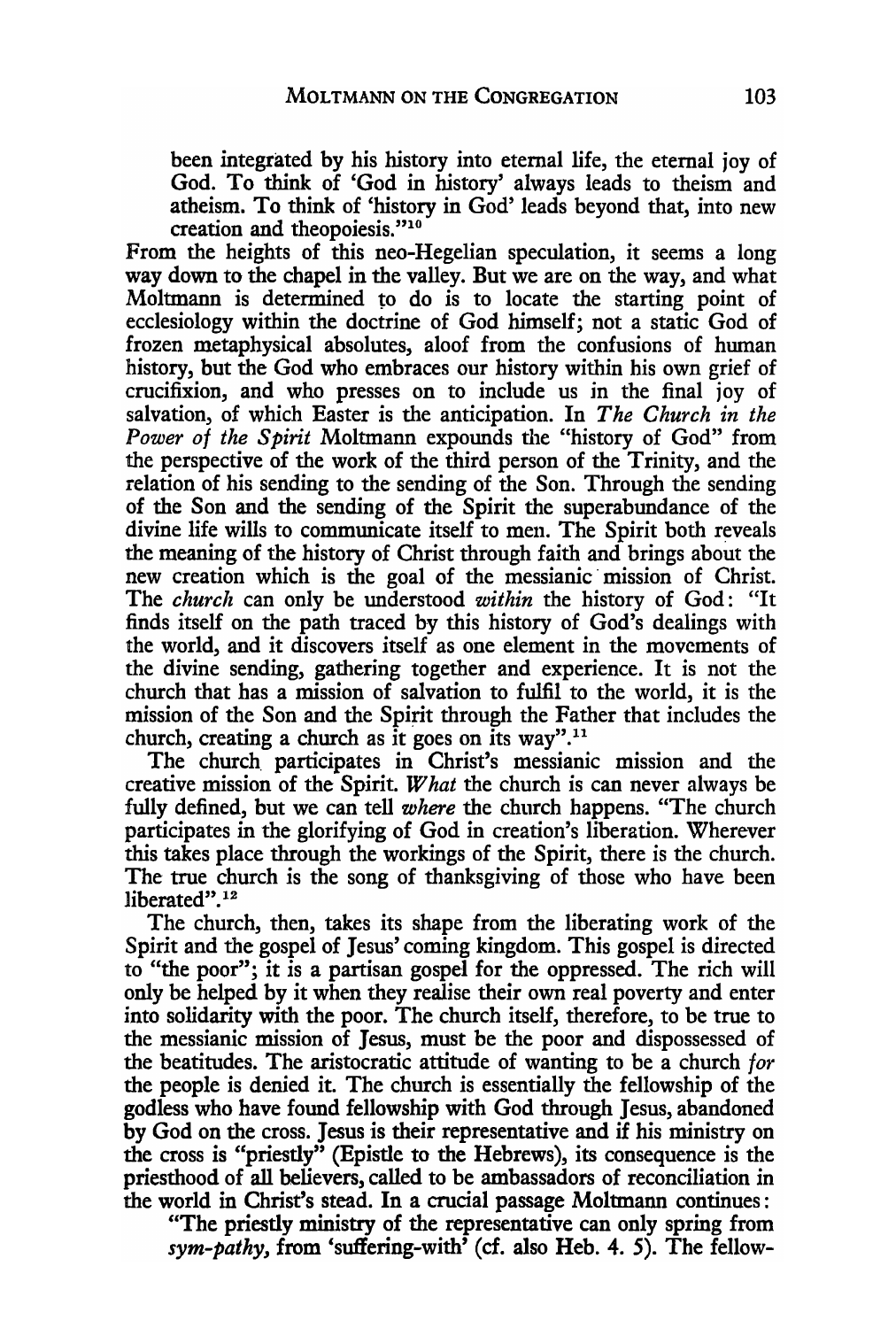been integrated by his history into eternal life, the eternal joy of God. To think of 'God in history' always leads to theism and atheism. To think of 'history in God' leads beyond that, into new creation and theopoiesis."[10]

From the heights of this neo-Hegelian speculation, it seems a long way down to the chapel in the valley. But we are on the way, and what Moltmann is determined to do is to locate the starting point of ecclesiology within the doctrine of God himself; not a static God of frozen metaphysical absolutes, aloof from the confusions of human history, but the God who embraces our history within his own grief of crucifixion, and who presses on to include us in the final joy of salvation, of which Easter is the anticipation. In *The Church in the Power of the Spirit* Moltmann expounds the "history of God" from the perspective of the work of the third person of the Trinity, and the relation of his sending to the sending of the Son. Through the sending of the Son and the sending of the Spirit the superabundance of the divine life wills to communicate itself to men. The Spirit both reveals the meaning of the history of Christ through faith and brings about the new creation which is the goal of the messianic mission of Christ. The *church* can only be understood *within* the history of God: "It finds itself on the path traced by this history of God's dealings with the world, and it discovers itself as one element in the movements of the divine sending, gathering together and experience. It is not the church that has a mission of salvation to fulfil to the world, it is the mission of the Son and the Spirit through the Father that includes the church, creating a church as it goes on its way".[11]

The church participates in Christ's messianic mission and the creative mission of the Spirit. *What* the church is can never always be fully defined, but we can tell *where* the church happens. "The church participates in the glorifying of God in creation's liberation. Wherever this takes place through the workings of the Spirit, there is the church. The true church is the song of thanksgiving of those who have been liberated".[12]

The church, then, takes its shape from the liberating work of the Spirit and the gospel of Jesus' coming kingdom. This gospel is directed to "the poor"; it is a partisan gospel for the oppressed. The rich will only be helped by it when they realise their own real poverty and enter into solidarity with the poor. The church itself, therefore, to be true to the messianic mission of Jesus, must be the poor and dispossessed of the beatitudes. The aristocratic attitude of wanting to be a church *for* the people is denied it. The church is essentially the fellowship of the godless who have found fellowship with God through Jesus, abandoned by God on the cross. Jesus is their representative and if his ministry on the cross is "priestly" (Epistle to the Hebrews), its consequence is the priesthood of all believers, called to be ambassadors of reconciliation in the world in Christ's stead. In a crucial passage Moltmann continues:

"The priestly ministry of the representative can only spring from *sym-pathy*, from 'suffering-with' (cf. also Heb. 4. 5). The fellow-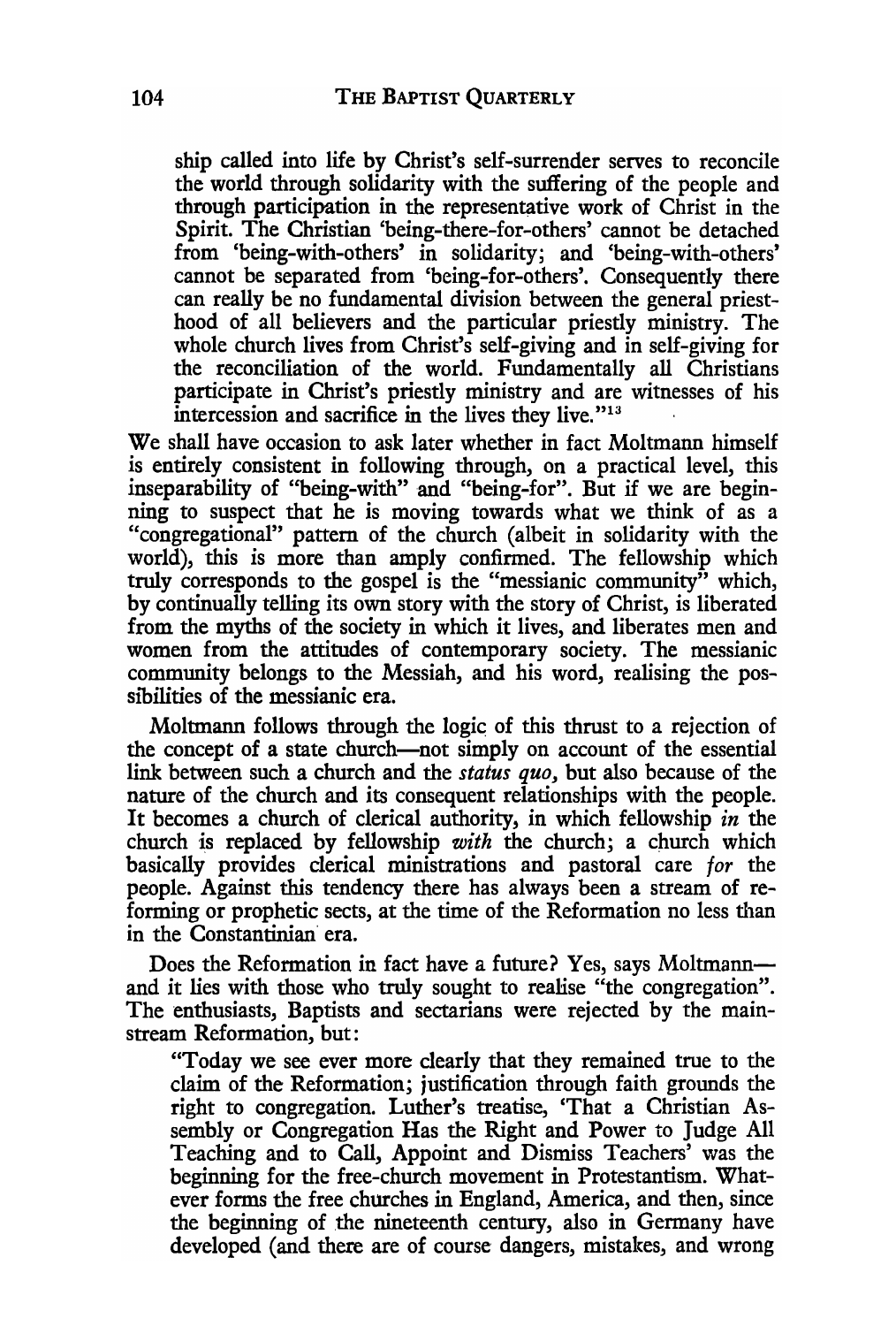> ship called into life by Christ's self-surrender serves to reconcile the world through solidarity with the suffering of the people and through participation in the representative work of Christ in the Spirit. The Christian 'being-there-for-others' cannot be detached from 'being-with-others' in solidarity; and 'being-with-others' cannot be separated from 'being-for-others'. Consequently there can really be no fundamental division between the general priesthood of all believers and the particular priestly ministry. The whole church lives from Christ's self-giving and in self-giving for the reconciliation of the world. Fundamentally all Christians participate in Christ's priestly ministry and are witnesses of his intercession and sacrifice in the lives they live."[13]

We shall have occasion to ask later whether in fact Moltmann himself is entirely consistent in following through, on a practical level, this inseparability of "being-with" and "being-for". But if we are beginning to suspect that he is moving towards what we think of as a "congregational" pattern of the church (albeit in solidarity with the world), this is more than amply confirmed. The fellowship which truly corresponds to the gospel is the "messianic community" which, by continually telling its own story with the story of Christ, is liberated from the myths of the society in which it lives, and liberates men and women from the attitudes of contemporary society. The messianic community belongs to the Messiah, and his word, realising the possibilities of the messianic era.

Moltmann follows through the logic of this thrust to a rejection of the concept of a state church—not simply on account of the essential link between such a church and the *status quo*, but also because of the nature of the church and its consequent relationships with the people. It becomes a church of clerical authority, in which fellowship *in* the church is replaced by fellowship *with* the church; a church which basically provides clerical ministrations and pastoral care *for* the people. Against this tendency there has always been a stream of reforming or prophetic sects, at the time of the Reformation no less than in the Constantinian era.

Does the Reformation in fact have a future? Yes, says Moltmann—and it lies with those who truly sought to realise "the congregation". The enthusiasts, Baptists and sectarians were rejected by the mainstream Reformation, but:

> "Today we see ever more clearly that they remained true to the claim of the Reformation; justification through faith grounds the right to congregation. Luther's treatise, 'That a Christian Assembly or Congregation Has the Right and Power to Judge All Teaching and to Call, Appoint and Dismiss Teachers' was the beginning for the free-church movement in Protestantism. Whatever forms the free churches in England, America, and then, since the beginning of the nineteenth century, also in Germany have developed (and there are of course dangers, mistakes, and wrong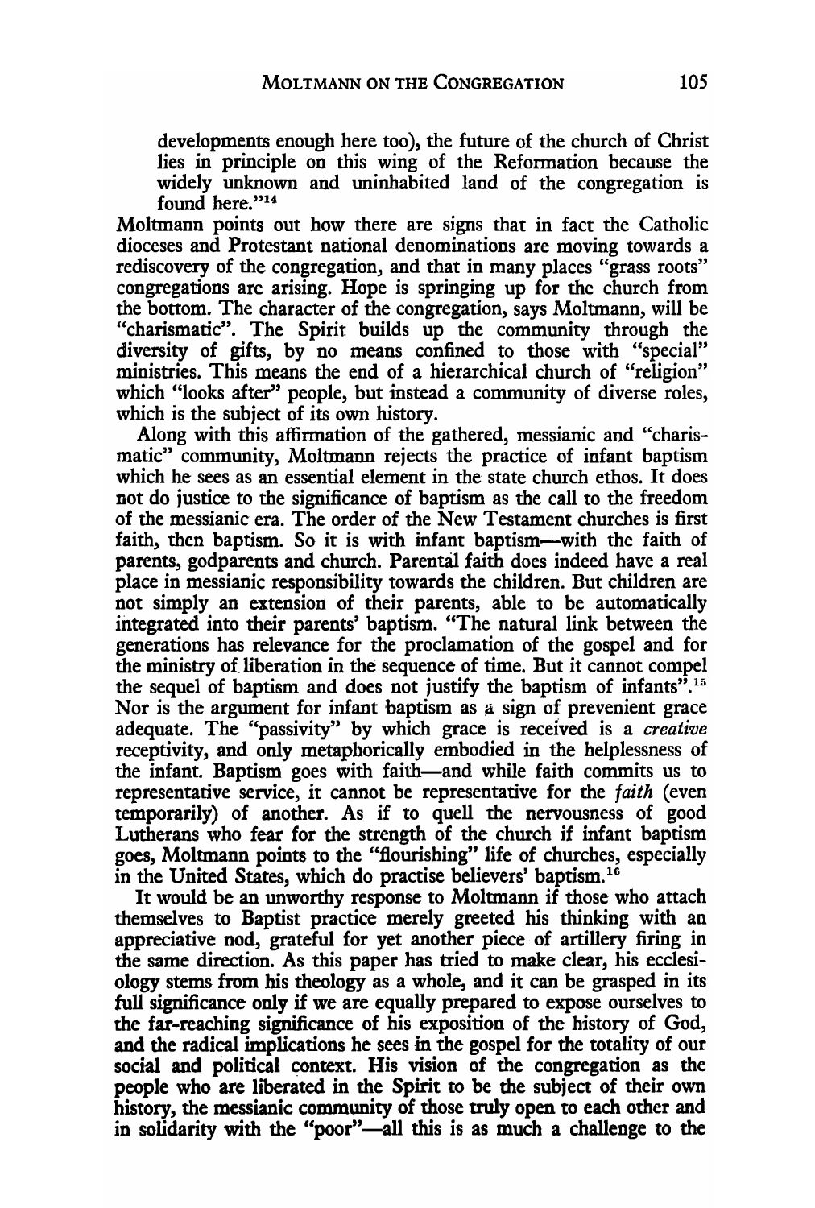developments enough here too), the future of the church of Christ lies in principle on this wing of the Reformation because the widely unknown and uninhabited land of the congregation is found here."[14]

Moltmann points out how there are signs that in fact the Catholic dioceses and Protestant national denominations are moving towards a rediscovery of the congregation, and that in many places "grass roots" congregations are arising. Hope is springing up for the church from the bottom. The character of the congregation, says Moltmann, will be "charismatic". The Spirit builds up the community through the diversity of gifts, by no means confined to those with "special" ministries. This means the end of a hierarchical church of "religion" which "looks after" people, but instead a community of diverse roles, which is the subject of its own history.

Along with this affirmation of the gathered, messianic and "charismatic" community, Moltmann rejects the practice of infant baptism which he sees as an essential element in the state church ethos. It does not do justice to the significance of baptism as the call to the freedom of the messianic era. The order of the New Testament churches is first faith, then baptism. So it is with infant baptism—with the faith of parents, godparents and church. Parental faith does indeed have a real place in messianic responsibility towards the children. But children are not simply an extension of their parents, able to be automatically integrated into their parents' baptism. "The natural link between the generations has relevance for the proclamation of the gospel and for the ministry of liberation in the sequence of time. But it cannot compel the sequel of baptism and does not justify the baptism of infants".[15] Nor is the argument for infant baptism as a sign of prevenient grace adequate. The "passivity" by which grace is received is a *creative* receptivity, and only metaphorically embodied in the helplessness of the infant. Baptism goes with faith—and while faith commits us to representative service, it cannot be representative for the *faith* (even temporarily) of another. As if to quell the nervousness of good Lutherans who fear for the strength of the church if infant baptism goes, Moltmann points to the "flourishing" life of churches, especially in the United States, which do practise believers' baptism.[16]

It would be an unworthy response to Moltmann if those who attach themselves to Baptist practice merely greeted his thinking with an appreciative nod, grateful for yet another piece of artillery firing in the same direction. As this paper has tried to make clear, his ecclesiology stems from his theology as a whole, and it can be grasped in its full significance only if we are equally prepared to expose ourselves to the far-reaching significance of his exposition of the history of God, and the radical implications he sees in the gospel for the totality of our social and political context. His vision of the congregation as the people who are liberated in the Spirit to be the subject of their own history, the messianic community of those truly open to each other and in solidarity with the "poor"—all this is as much a challenge to the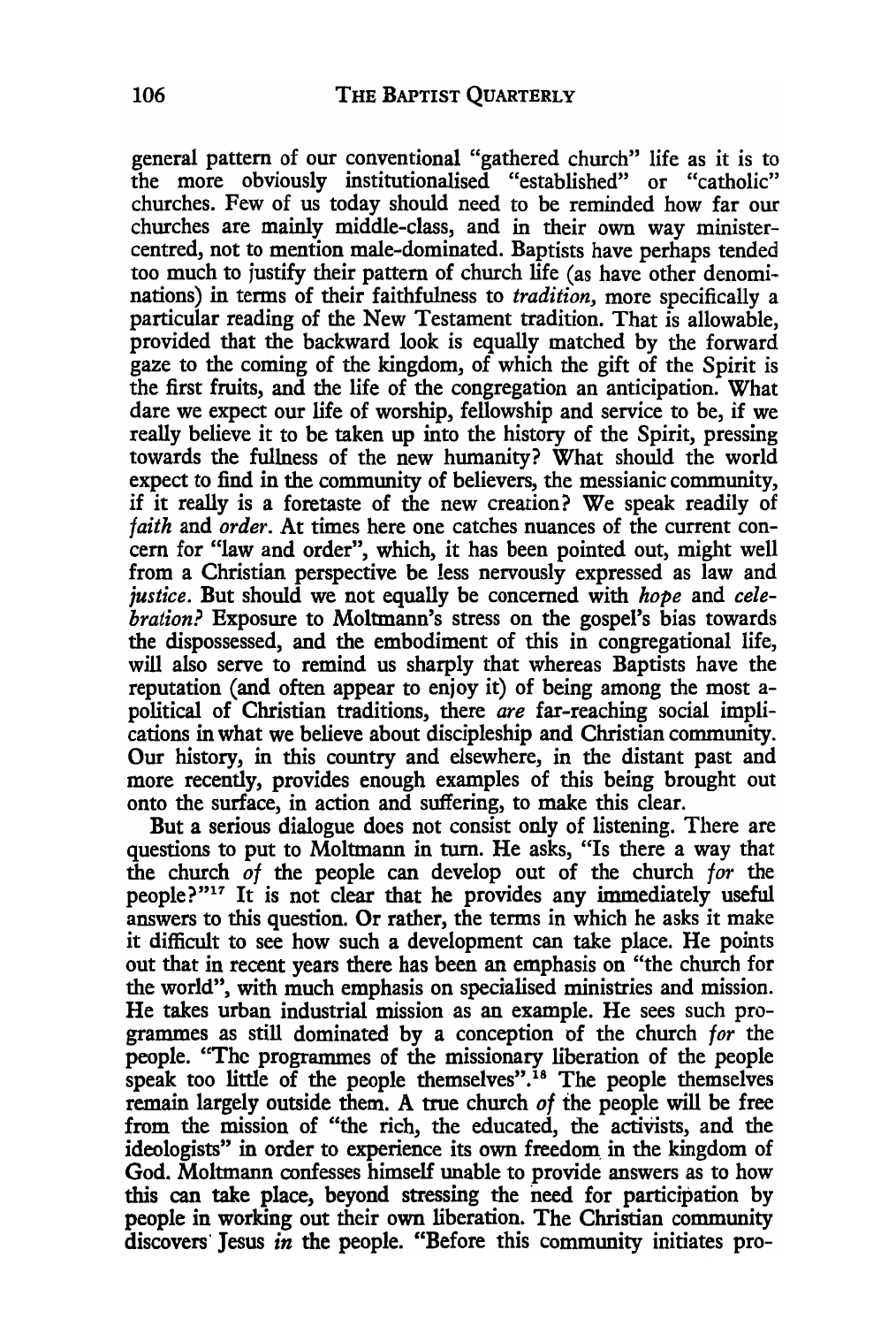general pattern of our conventional "gathered church" life as it is to the more obviously institutionalised "established" or "catholic" churches. Few of us today should need to be reminded how far our churches are mainly middle-class, and in their own way minister-centred, not to mention male-dominated. Baptists have perhaps tended too much to justify their pattern of church life (as have other denominations) in terms of their faithfulness to *tradition,* more specifically a particular reading of the New Testament tradition. That is allowable, provided that the backward look is equally matched by the forward gaze to the coming of the kingdom, of which the gift of the Spirit is the first fruits, and the life of the congregation an anticipation. What dare we expect our life of worship, fellowship and service to be, if we really believe it to be taken up into the history of the Spirit, pressing towards the fullness of the new humanity? What should the world expect to find in the community of believers, the messianic community, if it really is a foretaste of the new creation? We speak readily of *faith* and *order*. At times here one catches nuances of the current concern for "law and order", which, it has been pointed out, might well from a Christian perspective be less nervously expressed as law and *justice*. But should we not equally be concerned with *hope* and *celebration?* Exposure to Moltmann's stress on the gospel's bias towards the dispossessed, and the embodiment of this in congregational life, will also serve to remind us sharply that whereas Baptists have the reputation (and often appear to enjoy it) of being among the most a-political of Christian traditions, there *are* far-reaching social implications in what we believe about discipleship and Christian community. Our history, in this country and elsewhere, in the distant past and more recently, provides enough examples of this being brought out onto the surface, in action and suffering, to make this clear.

But a serious dialogue does not consist only of listening. There are questions to put to Moltmann in turn. He asks, "Is there a way that the church *of* the people can develop out of the church *for* the people?"[17] It is not clear that he provides any immediately useful answers to this question. Or rather, the terms in which he asks it make it difficult to see how such a development can take place. He points out that in recent years there has been an emphasis on "the church for the world", with much emphasis on specialised ministries and mission. He takes urban industrial mission as an example. He sees such programmes as still dominated by a conception of the church *for* the people. "The programmes of the missionary liberation of the people speak too little of the people themselves".[18] The people themselves remain largely outside them. A true church *of* the people will be free from the mission of "the rich, the educated, the activists, and the ideologists" in order to experience its own freedom in the kingdom of God. Moltmann confesses himself unable to provide answers as to how this can take place, beyond stressing the need for participation by people in working out their own liberation. The Christian community discovers Jesus *in* the people. "Before this community initiates pro-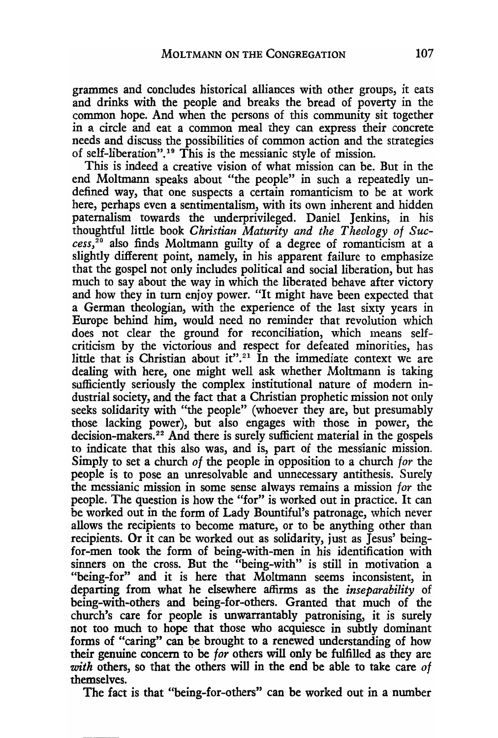grammes and concludes historical alliances with other groups, it eats and drinks with the people and breaks the bread of poverty in the common hope. And when the persons of this community sit together in a circle and eat a common meal they can express their concrete needs and discuss the possibilities of common action and the strategies of self-liberation".[19] This is the messianic style of mission.

This is indeed a creative vision of what mission can be. But in the end Moltmann speaks about "the people" in such a repeatedly undefined way, that one suspects a certain romanticism to be at work here, perhaps even a sentimentalism, with its own inherent and hidden paternalism towards the underprivileged. Daniel Jenkins, in his thoughtful little book *Christian Maturity and the Theology of Success*,[20] also finds Moltmann guilty of a degree of romanticism at a slightly different point, namely, in his apparent failure to emphasize that the gospel not only includes political and social liberation, but has much to say about the way in which the liberated behave after victory and how they in turn enjoy power. "It might have been expected that a German theologian, with the experience of the last sixty years in Europe behind him, would need no reminder that revolution which does not clear the ground for reconciliation, which means self-criticism by the victorious and respect for defeated minorities, has little that is Christian about it".[21] In the immediate context we are dealing with here, one might well ask whether Moltmann is taking sufficiently seriously the complex institutional nature of modern industrial society, and the fact that a Christian prophetic mission not only seeks solidarity with "the people" (whoever they are, but presumably those lacking power), but also engages with those in power, the decision-makers.[22] And there is surely sufficient material in the gospels to indicate that this also was, and is, part of the messianic mission. Simply to set a church *of* the people in opposition to a church *for* the people is to pose an unresolvable and unnecessary antithesis. Surely the messianic mission in some sense always remains a mission *for* the people. The question is how the "for" is worked out in practice. It can be worked out in the form of Lady Bountiful's patronage, which never allows the recipients to become mature, or to be anything other than recipients. Or it can be worked out as solidarity, just as Jesus' being-for-men took the form of being-with-men in his identification with sinners on the cross. But the "being-with" is still in motivation a "being-for" and it is here that Moltmann seems inconsistent, in departing from what he elsewhere affirms as the *inseparability* of being-with-others and being-for-others. Granted that much of the church's care for people is unwarrantably patronising, it is surely not too much to hope that those who acquiesce in subtly dominant forms of "caring" can be brought to a renewed understanding of how their genuine concern to be *for* others will only be fulfilled as they are *with* others, so that the others will in the end be able to take care *of* themselves.

The fact is that "being-for-others" can be worked out in a number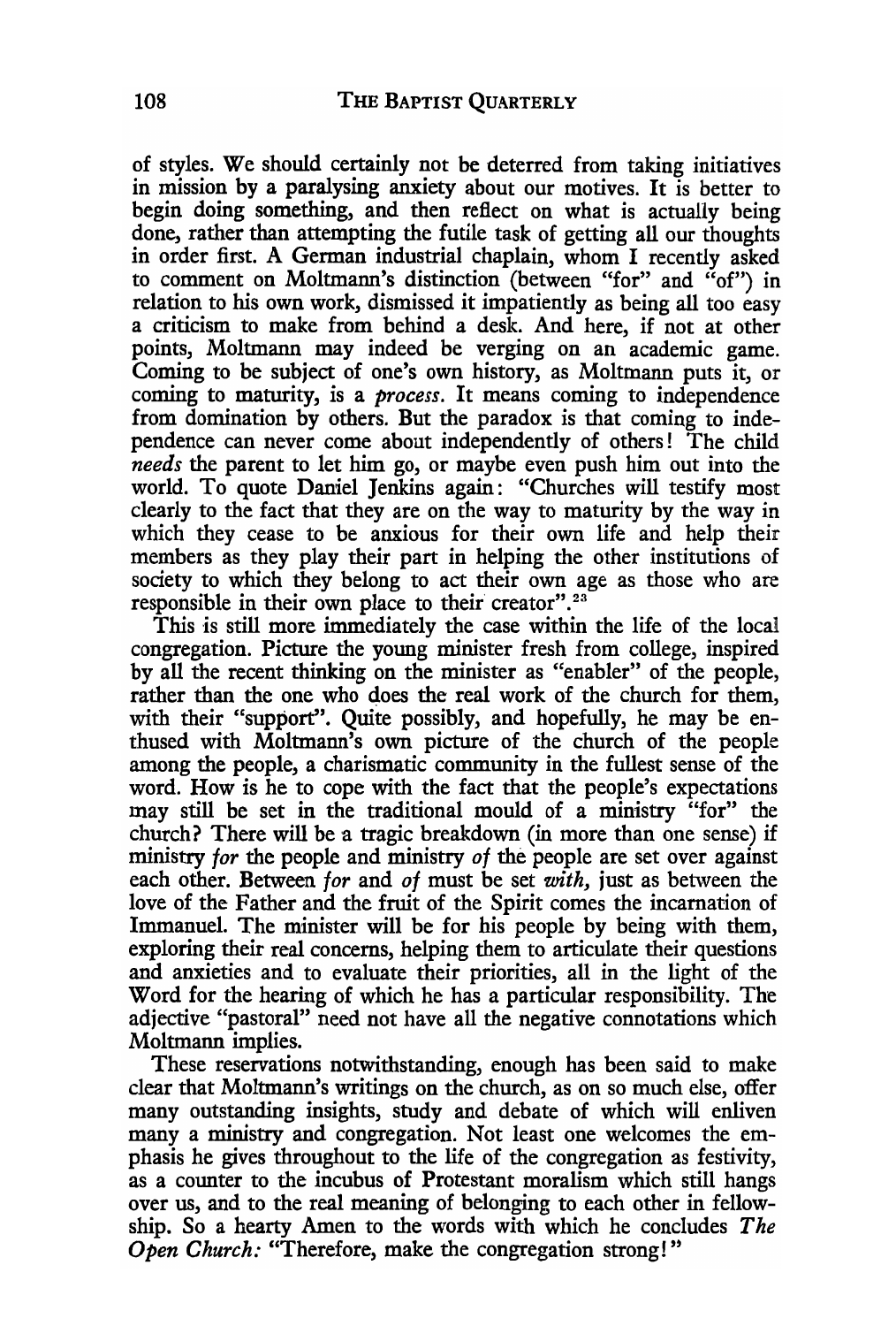of styles. We should certainly not be deterred from taking initiatives in mission by a paralysing anxiety about our motives. It is better to begin doing something, and then reflect on what is actually being done, rather than attempting the futile task of getting all our thoughts in order first. A German industrial chaplain, whom I recently asked to comment on Moltmann's distinction (between "for" and "of") in relation to his own work, dismissed it impatiently as being all too easy a criticism to make from behind a desk. And here, if not at other points, Moltmann may indeed be verging on an academic game. Coming to be subject of one's own history, as Moltmann puts it, or coming to maturity, is a *process*. It means coming to independence from domination by others. But the paradox is that coming to independence can never come about independently of others! The child *needs* the parent to let him go, or maybe even push him out into the world. To quote Daniel Jenkins again: "Churches will testify most clearly to the fact that they are on the way to maturity by the way in which they cease to be anxious for their own life and help their members as they play their part in helping the other institutions of society to which they belong to act their own age as those who are responsible in their own place to their creator".[23]

This is still more immediately the case within the life of the local congregation. Picture the young minister fresh from college, inspired by all the recent thinking on the minister as "enabler" of the people, rather than the one who does the real work of the church for them, with their "support". Quite possibly, and hopefully, he may be enthused with Moltmann's own picture of the church of the people among the people, a charismatic community in the fullest sense of the word. How is he to cope with the fact that the people's expectations may still be set in the traditional mould of a ministry "for" the church? There will be a tragic breakdown (in more than one sense) if ministry *for* the people and ministry *of* the people are set over against each other. Between *for* and *of* must be set *with,* just as between the love of the Father and the fruit of the Spirit comes the incarnation of Immanuel. The minister will be for his people by being with them, exploring their real concerns, helping them to articulate their questions and anxieties and to evaluate their priorities, all in the light of the Word for the hearing of which he has a particular responsibility. The adjective "pastoral" need not have all the negative connotations which Moltmann implies.

These reservations notwithstanding, enough has been said to make clear that Moltmann's writings on the church, as on so much else, offer many outstanding insights, study and debate of which will enliven many a ministry and congregation. Not least one welcomes the emphasis he gives throughout to the life of the congregation as festivity, as a counter to the incubus of Protestant moralism which still hangs over us, and to the real meaning of belonging to each other in fellowship. So a hearty Amen to the words with which he concludes *The Open Church:* "Therefore, make the congregation strong!"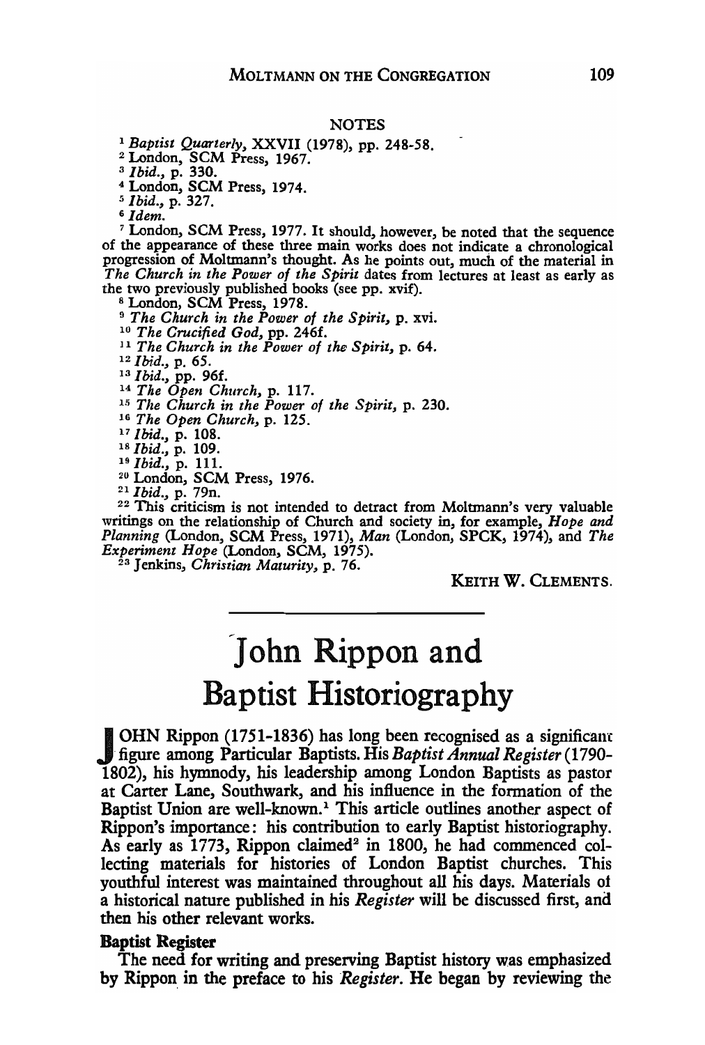## NOTES

[1] *Baptist Quarterly*, XXVII (1978), pp. 248-58.
[2] London, SCM Press, 1967.
[3] *Ibid.*, p. 330.
[4] London, SCM Press, 1974.
[5] *Ibid.*, p. 327.
[6] *Idem.*
[7] London, SCM Press, 1977. It should, however, be noted that the sequence of the appearance of these three main works does not indicate a chronological progression of Moltmann's thought. As he points out, much of the material in *The Church in the Power of the Spirit* dates from lectures at least as early as the two previously published books (see pp. xvif).
[8] London, SCM Press, 1978.
[9] *The Church in the Power of the Spirit*, p. xvi.
[10] *The Crucified God*, pp. 246f.
[11] *The Church in the Power of the Spirit*, p. 64.
[12] *Ibid.*, p. 65.
[13] *Ibid.*, pp. 96f.
[14] *The Open Church*, p. 117.
[15] *The Church in the Power of the Spirit*, p. 230.
[16] *The Open Church*, p. 125.
[17] *Ibid.*, p. 108.
[18] *Ibid.*, p. 109.
[19] *Ibid.*, p. 111.
[20] London, SCM Press, 1976.
[21] *Ibid.*, p. 79n.
[22] This criticism is not intended to detract from Moltmann's very valuable writings on the relationship of Church and society in, for example, *Hope and Planning* (London, SCM Press, 1971), *Man* (London, SPCK, 1974), and *The Experiment Hope* (London, SCM, 1975).
[23] Jenkins, *Christian Maturity*, p. 76.

KEITH W. CLEMENTS.

---

# John Rippon and Baptist Historiography

JOHN Rippon (1751-1836) has long been recognised as a significant figure among Particular Baptists. His *Baptist Annual Register* (1790-1802), his hymnody, his leadership among London Baptists as pastor at Carter Lane, Southwark, and his influence in the formation of the Baptist Union are well-known.[1] This article outlines another aspect of Rippon's importance: his contribution to early Baptist historiography. As early as 1773, Rippon claimed[2] in 1800, he had commenced collecting materials for histories of London Baptist churches. This youthful interest was maintained throughout all his days. Materials of a historical nature published in his *Register* will be discussed first, and then his other relevant works.

**Baptist Register**

The need for writing and preserving Baptist history was emphasized by Rippon in the preface to his *Register*. He began by reviewing the